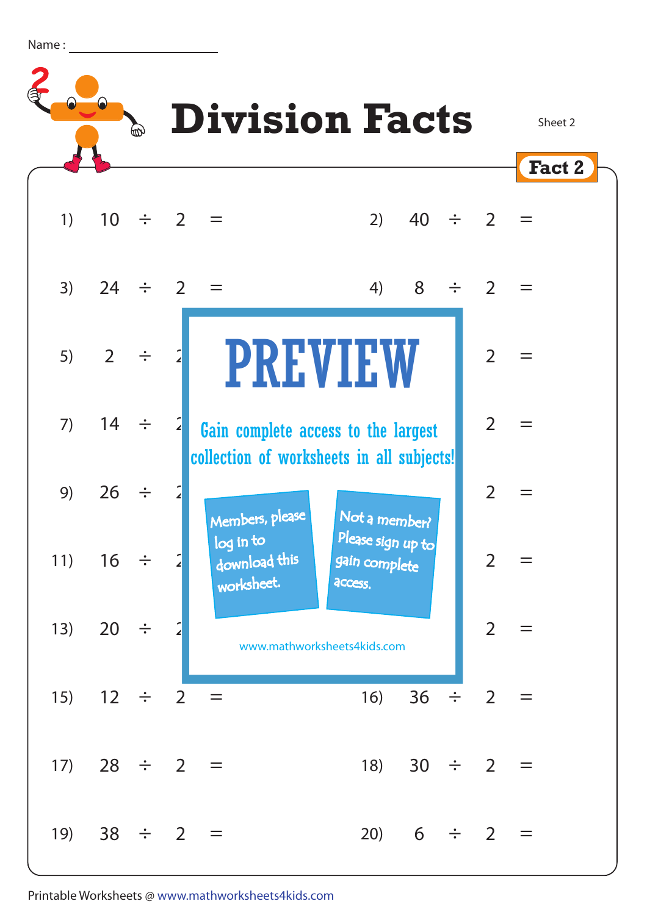Name : ____________________

# Division Facts

Sheet 2

**Fact 2**

1) 10 ÷ 2 =

2) 40 ÷ 2 =

3) 24 ÷ 2 =

4) 8 ÷ 2 =

5) 2 ÷ 2

6) 2 =

7) 14 ÷ 2

8) 2 =

9) 26 ÷ 2

10) 2 =

11) 16 ÷ 2

12) 2 =

13) 20 ÷ 2

14) 2 =

PREVIEW

Gain complete access to the largest collection of worksheets in all subjects!

Members, please log in to download this worksheet.

Not a member? Please sign up to gain complete access.

www.mathworksheets4kids.com

15) 12 ÷ 2 =

16) 36 ÷ 2 =

17) 28 ÷ 2 =

18) 30 ÷ 2 =

19) 38 ÷ 2 =

20) 6 ÷ 2 =

Printable Worksheets @ www.mathworksheets4kids.com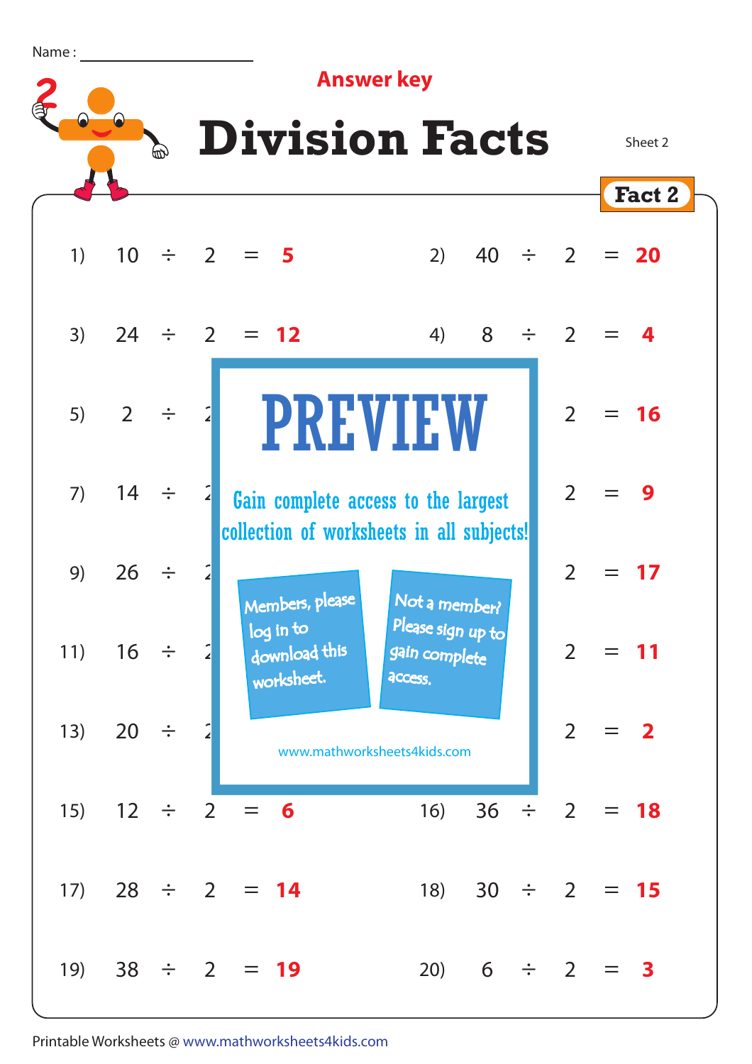Name : ____________________

**Answer key**

# Division Facts

Sheet 2

**Fact 2**

| | |
|---|---|
| 1) 10 ÷ 2 = **5** | 2) 40 ÷ 2 = **20** |
| 3) 24 ÷ 2 = **12** | 4) 8 ÷ 2 = **4** |
| 5) 2 ÷ 2 | 2 = **16** |
| 7) 14 ÷ 2 | 2 = **9** |
| 9) 26 ÷ 2 | 2 = **17** |
| 11) 16 ÷ 2 | 2 = **11** |
| 13) 20 ÷ 2 | 2 = **2** |
| 15) 12 ÷ 2 = **6** | 16) 36 ÷ 2 = **18** |
| 17) 28 ÷ 2 = **14** | 18) 30 ÷ 2 = **15** |
| 19) 38 ÷ 2 = **19** | 20) 6 ÷ 2 = **3** |

**PREVIEW**

Gain complete access to the largest collection of worksheets in all subjects!

Members, please log in to download this worksheet.

Not a member? Please sign up to gain complete access.

www.mathworksheets4kids.com